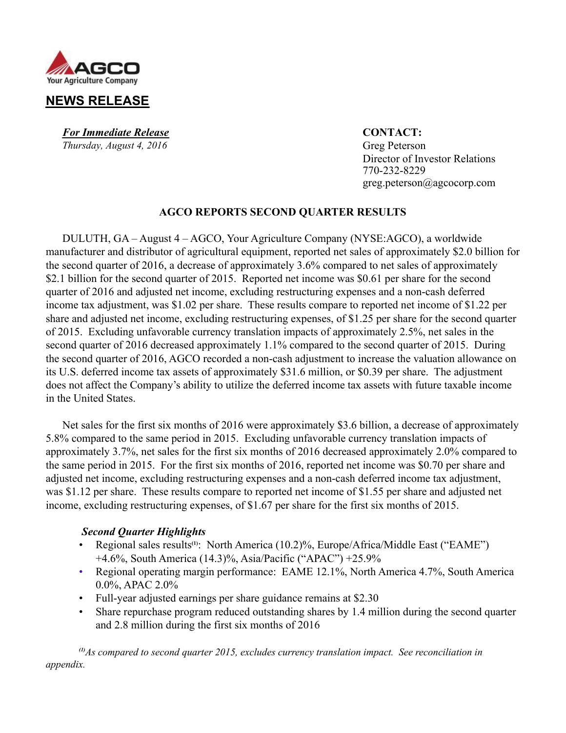AGCO
Your Agriculture Company

# NEWS RELEASE

***For Immediate Release***
*Thursday, August 4, 2016*

**CONTACT:**
Greg Peterson
Director of Investor Relations
770-232-8229
greg.peterson@agcocorp.com

## AGCO REPORTS SECOND QUARTER RESULTS

DULUTH, GA – August 4 – AGCO, Your Agriculture Company (NYSE:AGCO), a worldwide manufacturer and distributor of agricultural equipment, reported net sales of approximately $2.0 billion for the second quarter of 2016, a decrease of approximately 3.6% compared to net sales of approximately $2.1 billion for the second quarter of 2015. Reported net income was $0.61 per share for the second quarter of 2016 and adjusted net income, excluding restructuring expenses and a non-cash deferred income tax adjustment, was $1.02 per share. These results compare to reported net income of $1.22 per share and adjusted net income, excluding restructuring expenses, of $1.25 per share for the second quarter of 2015. Excluding unfavorable currency translation impacts of approximately 2.5%, net sales in the second quarter of 2016 decreased approximately 1.1% compared to the second quarter of 2015. During the second quarter of 2016, AGCO recorded a non-cash adjustment to increase the valuation allowance on its U.S. deferred income tax assets of approximately $31.6 million, or $0.39 per share. The adjustment does not affect the Company's ability to utilize the deferred income tax assets with future taxable income in the United States.

Net sales for the first six months of 2016 were approximately $3.6 billion, a decrease of approximately 5.8% compared to the same period in 2015. Excluding unfavorable currency translation impacts of approximately 3.7%, net sales for the first six months of 2016 decreased approximately 2.0% compared to the same period in 2015. For the first six months of 2016, reported net income was $0.70 per share and adjusted net income, excluding restructuring expenses and a non-cash deferred income tax adjustment, was $1.12 per share. These results compare to reported net income of $1.55 per share and adjusted net income, excluding restructuring expenses, of $1.67 per share for the first six months of 2015.

***Second Quarter Highlights***

- Regional sales results[1]: North America (10.2)%, Europe/Africa/Middle East ("EAME") +4.6%, South America (14.3)%, Asia/Pacific ("APAC") +25.9%
- Regional operating margin performance: EAME 12.1%, North America 4.7%, South America 0.0%, APAC 2.0%
- Full-year adjusted earnings per share guidance remains at $2.30
- Share repurchase program reduced outstanding shares by 1.4 million during the second quarter and 2.8 million during the first six months of 2016

*[1]As compared to second quarter 2015, excludes currency translation impact. See reconciliation in appendix.*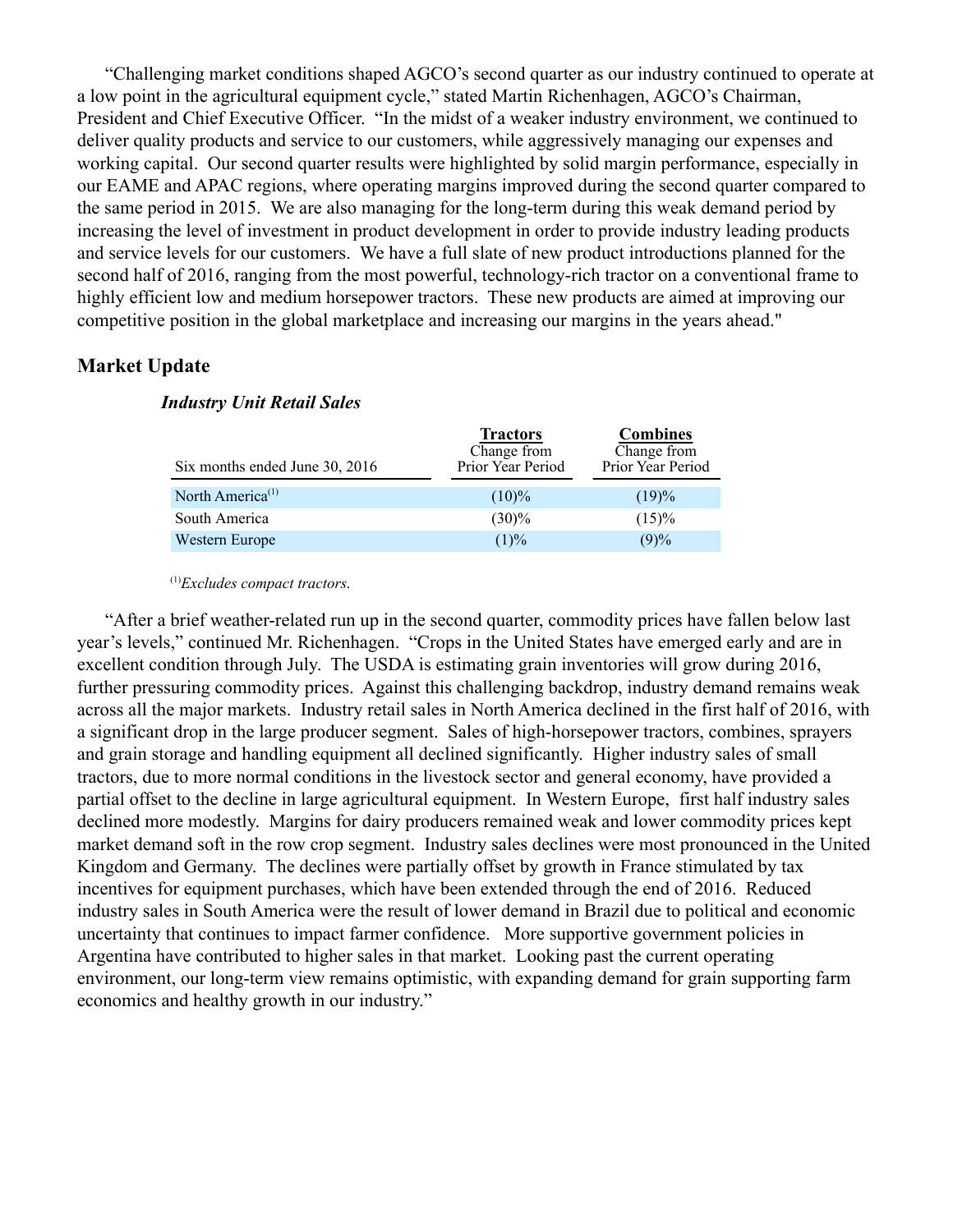"Challenging market conditions shaped AGCO's second quarter as our industry continued to operate at a low point in the agricultural equipment cycle," stated Martin Richenhagen, AGCO's Chairman, President and Chief Executive Officer. "In the midst of a weaker industry environment, we continued to deliver quality products and service to our customers, while aggressively managing our expenses and working capital. Our second quarter results were highlighted by solid margin performance, especially in our EAME and APAC regions, where operating margins improved during the second quarter compared to the same period in 2015. We are also managing for the long-term during this weak demand period by increasing the level of investment in product development in order to provide industry leading products and service levels for our customers. We have a full slate of new product introductions planned for the second half of 2016, ranging from the most powerful, technology-rich tractor on a conventional frame to highly efficient low and medium horsepower tractors. These new products are aimed at improving our competitive position in the global marketplace and increasing our margins in the years ahead."

## Market Update

### *Industry Unit Retail Sales*

| Six months ended June 30, 2016 | Tractors<br>Change from Prior Year Period | Combines<br>Change from Prior Year Period |
|---|---|---|
| North America[1] | (10)% | (19)% |
| South America | (30)% | (15)% |
| Western Europe | (1)% | (9)% |

[1] *Excludes compact tractors.*

"After a brief weather-related run up in the second quarter, commodity prices have fallen below last year's levels," continued Mr. Richenhagen. "Crops in the United States have emerged early and are in excellent condition through July. The USDA is estimating grain inventories will grow during 2016, further pressuring commodity prices. Against this challenging backdrop, industry demand remains weak across all the major markets. Industry retail sales in North America declined in the first half of 2016, with a significant drop in the large producer segment. Sales of high-horsepower tractors, combines, sprayers and grain storage and handling equipment all declined significantly. Higher industry sales of small tractors, due to more normal conditions in the livestock sector and general economy, have provided a partial offset to the decline in large agricultural equipment. In Western Europe, first half industry sales declined more modestly. Margins for dairy producers remained weak and lower commodity prices kept market demand soft in the row crop segment. Industry sales declines were most pronounced in the United Kingdom and Germany. The declines were partially offset by growth in France stimulated by tax incentives for equipment purchases, which have been extended through the end of 2016. Reduced industry sales in South America were the result of lower demand in Brazil due to political and economic uncertainty that continues to impact farmer confidence. More supportive government policies in Argentina have contributed to higher sales in that market. Looking past the current operating environment, our long-term view remains optimistic, with expanding demand for grain supporting farm economics and healthy growth in our industry."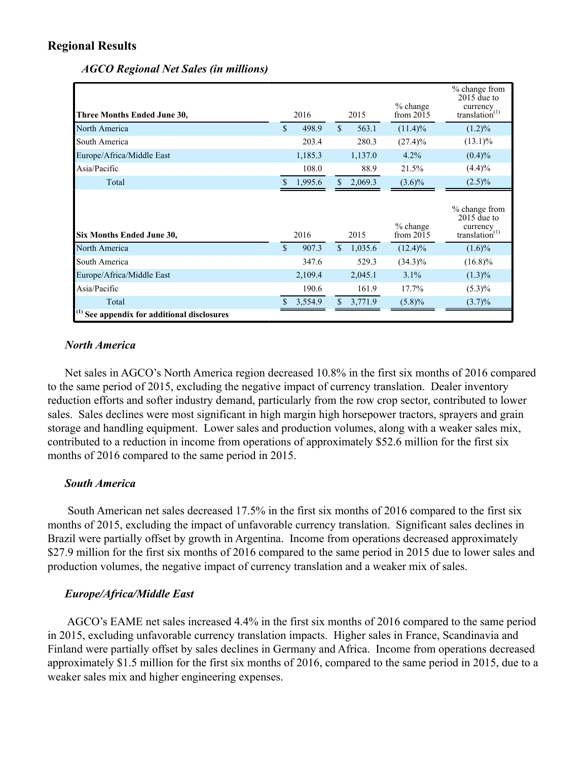## Regional Results

### *AGCO Regional Net Sales (in millions)*

| Three Months Ended June 30, | 2016 | 2015 | % change from 2015 | % change from 2015 due to currency translation[1] |
|---|---|---|---|---|
| North America | $ 498.9 | $ 563.1 | (11.4)% | (1.2)% |
| South America | 203.4 | 280.3 | (27.4)% | (13.1)% |
| Europe/Africa/Middle East | 1,185.3 | 1,137.0 | 4.2% | (0.4)% |
| Asia/Pacific | 108.0 | 88.9 | 21.5% | (4.4)% |
| Total | $ 1,995.6 | $ 2,069.3 | (3.6)% | (2.5)% |
| **Six Months Ended June 30,** | 2016 | 2015 | % change from 2015 | % change from 2015 due to currency translation[1] |
| North America | $ 907.3 | $ 1,035.6 | (12.4)% | (1.6)% |
| South America | 347.6 | 529.3 | (34.3)% | (16.8)% |
| Europe/Africa/Middle East | 2,109.4 | 2,045.1 | 3.1% | (1.3)% |
| Asia/Pacific | 190.6 | 161.9 | 17.7% | (5.3)% |
| Total | $ 3,554.9 | $ 3,771.9 | (5.8)% | (3.7)% |

**[1] See appendix for additional disclosures**

### *North America*

Net sales in AGCO's North America region decreased 10.8% in the first six months of 2016 compared to the same period of 2015, excluding the negative impact of currency translation. Dealer inventory reduction efforts and softer industry demand, particularly from the row crop sector, contributed to lower sales. Sales declines were most significant in high margin high horsepower tractors, sprayers and grain storage and handling equipment. Lower sales and production volumes, along with a weaker sales mix, contributed to a reduction in income from operations of approximately $52.6 million for the first six months of 2016 compared to the same period in 2015.

### *South America*

South American net sales decreased 17.5% in the first six months of 2016 compared to the first six months of 2015, excluding the impact of unfavorable currency translation. Significant sales declines in Brazil were partially offset by growth in Argentina. Income from operations decreased approximately $27.9 million for the first six months of 2016 compared to the same period in 2015 due to lower sales and production volumes, the negative impact of currency translation and a weaker mix of sales.

### *Europe/Africa/Middle East*

AGCO's EAME net sales increased 4.4% in the first six months of 2016 compared to the same period in 2015, excluding unfavorable currency translation impacts. Higher sales in France, Scandinavia and Finland were partially offset by sales declines in Germany and Africa. Income from operations decreased approximately $1.5 million for the first six months of 2016, compared to the same period in 2015, due to a weaker sales mix and higher engineering expenses.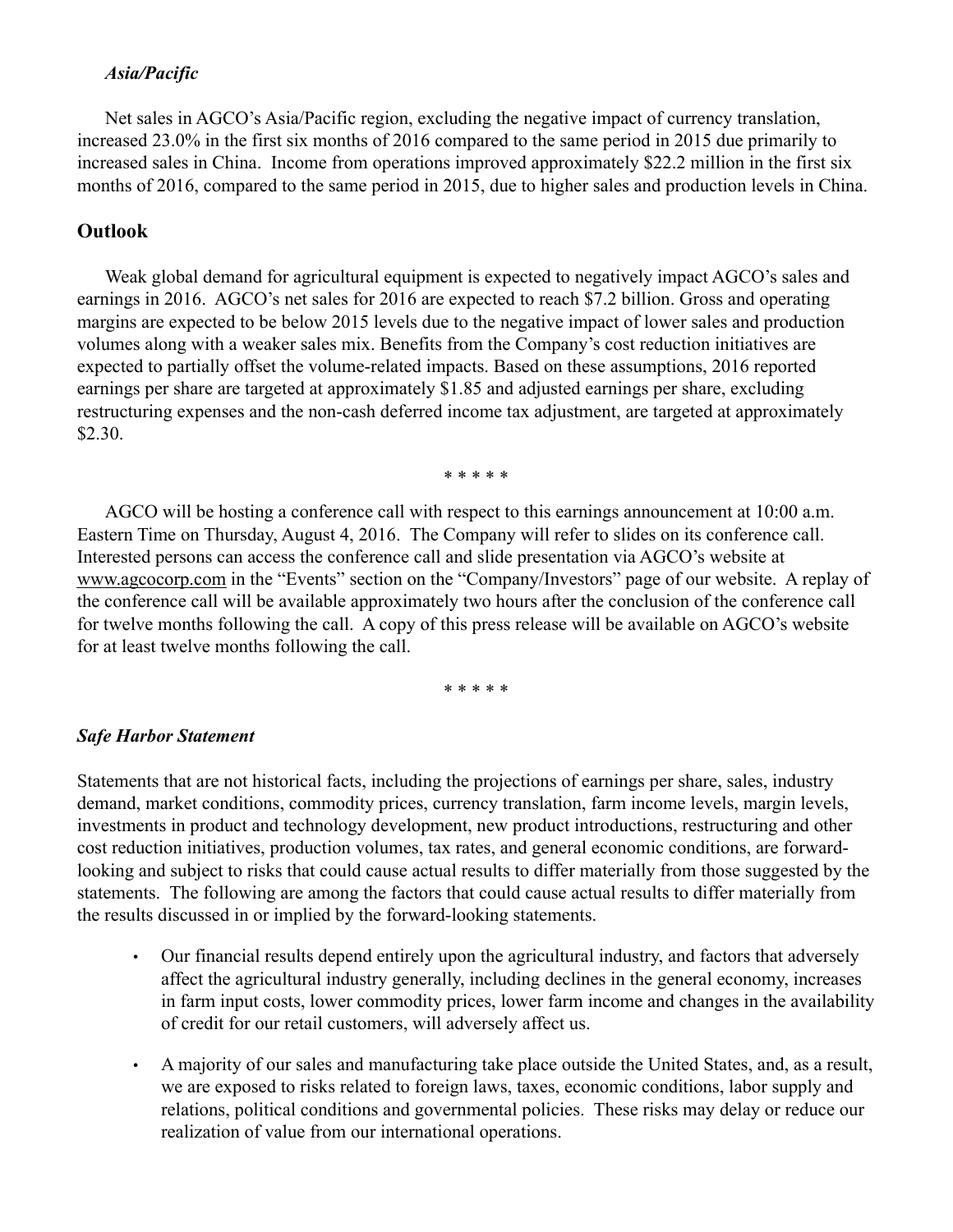***Asia/Pacific***

Net sales in AGCO's Asia/Pacific region, excluding the negative impact of currency translation, increased 23.0% in the first six months of 2016 compared to the same period in 2015 due primarily to increased sales in China. Income from operations improved approximately $22.2 million in the first six months of 2016, compared to the same period in 2015, due to higher sales and production levels in China.

## Outlook

Weak global demand for agricultural equipment is expected to negatively impact AGCO's sales and earnings in 2016. AGCO's net sales for 2016 are expected to reach $7.2 billion. Gross and operating margins are expected to be below 2015 levels due to the negative impact of lower sales and production volumes along with a weaker sales mix. Benefits from the Company's cost reduction initiatives are expected to partially offset the volume-related impacts. Based on these assumptions, 2016 reported earnings per share are targeted at approximately $1.85 and adjusted earnings per share, excluding restructuring expenses and the non-cash deferred income tax adjustment, are targeted at approximately $2.30.

\* \* \* \* \*

AGCO will be hosting a conference call with respect to this earnings announcement at 10:00 a.m. Eastern Time on Thursday, August 4, 2016. The Company will refer to slides on its conference call. Interested persons can access the conference call and slide presentation via AGCO's website at www.agcocorp.com in the "Events" section on the "Company/Investors" page of our website. A replay of the conference call will be available approximately two hours after the conclusion of the conference call for twelve months following the call. A copy of this press release will be available on AGCO's website for at least twelve months following the call.

\* \* \* \* \*

***Safe Harbor Statement***

Statements that are not historical facts, including the projections of earnings per share, sales, industry demand, market conditions, commodity prices, currency translation, farm income levels, margin levels, investments in product and technology development, new product introductions, restructuring and other cost reduction initiatives, production volumes, tax rates, and general economic conditions, are forward-looking and subject to risks that could cause actual results to differ materially from those suggested by the statements. The following are among the factors that could cause actual results to differ materially from the results discussed in or implied by the forward-looking statements.

- Our financial results depend entirely upon the agricultural industry, and factors that adversely affect the agricultural industry generally, including declines in the general economy, increases in farm input costs, lower commodity prices, lower farm income and changes in the availability of credit for our retail customers, will adversely affect us.
- A majority of our sales and manufacturing take place outside the United States, and, as a result, we are exposed to risks related to foreign laws, taxes, economic conditions, labor supply and relations, political conditions and governmental policies. These risks may delay or reduce our realization of value from our international operations.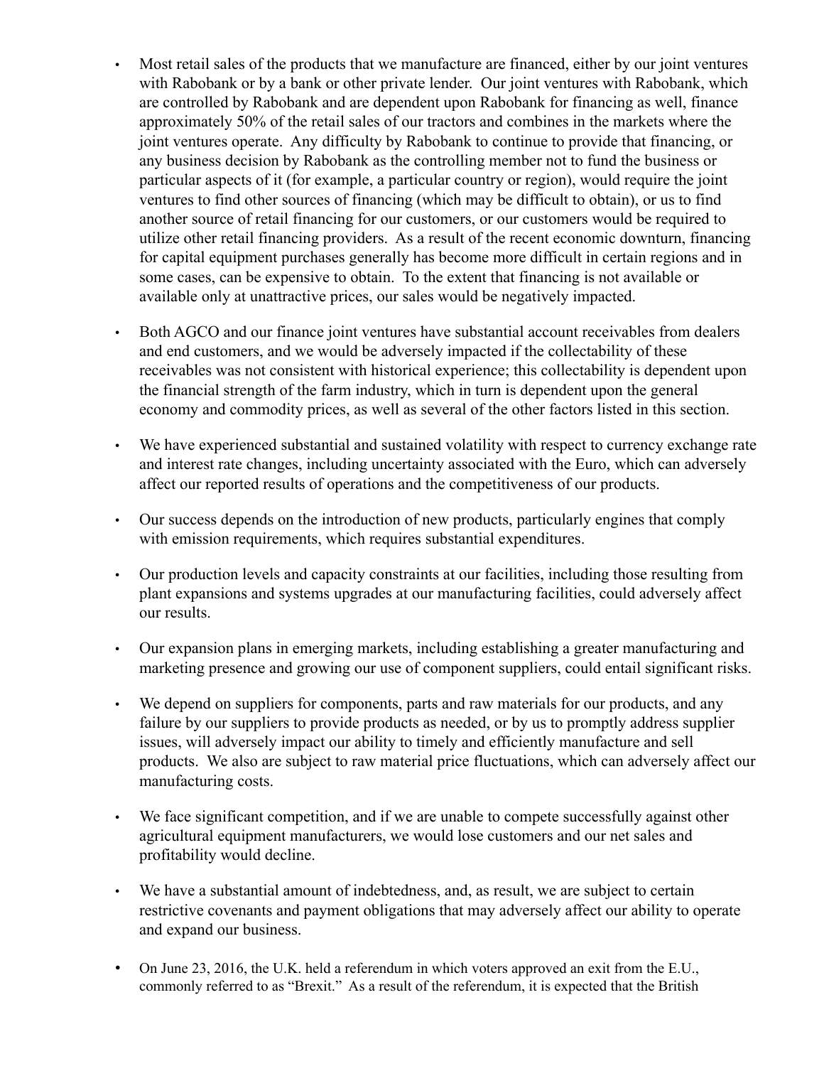- Most retail sales of the products that we manufacture are financed, either by our joint ventures with Rabobank or by a bank or other private lender. Our joint ventures with Rabobank, which are controlled by Rabobank and are dependent upon Rabobank for financing as well, finance approximately 50% of the retail sales of our tractors and combines in the markets where the joint ventures operate. Any difficulty by Rabobank to continue to provide that financing, or any business decision by Rabobank as the controlling member not to fund the business or particular aspects of it (for example, a particular country or region), would require the joint ventures to find other sources of financing (which may be difficult to obtain), or us to find another source of retail financing for our customers, or our customers would be required to utilize other retail financing providers. As a result of the recent economic downturn, financing for capital equipment purchases generally has become more difficult in certain regions and in some cases, can be expensive to obtain. To the extent that financing is not available or available only at unattractive prices, our sales would be negatively impacted.

- Both AGCO and our finance joint ventures have substantial account receivables from dealers and end customers, and we would be adversely impacted if the collectability of these receivables was not consistent with historical experience; this collectability is dependent upon the financial strength of the farm industry, which in turn is dependent upon the general economy and commodity prices, as well as several of the other factors listed in this section.

- We have experienced substantial and sustained volatility with respect to currency exchange rate and interest rate changes, including uncertainty associated with the Euro, which can adversely affect our reported results of operations and the competitiveness of our products.

- Our success depends on the introduction of new products, particularly engines that comply with emission requirements, which requires substantial expenditures.

- Our production levels and capacity constraints at our facilities, including those resulting from plant expansions and systems upgrades at our manufacturing facilities, could adversely affect our results.

- Our expansion plans in emerging markets, including establishing a greater manufacturing and marketing presence and growing our use of component suppliers, could entail significant risks.

- We depend on suppliers for components, parts and raw materials for our products, and any failure by our suppliers to provide products as needed, or by us to promptly address supplier issues, will adversely impact our ability to timely and efficiently manufacture and sell products. We also are subject to raw material price fluctuations, which can adversely affect our manufacturing costs.

- We face significant competition, and if we are unable to compete successfully against other agricultural equipment manufacturers, we would lose customers and our net sales and profitability would decline.

- We have a substantial amount of indebtedness, and, as result, we are subject to certain restrictive covenants and payment obligations that may adversely affect our ability to operate and expand our business.

- On June 23, 2016, the U.K. held a referendum in which voters approved an exit from the E.U., commonly referred to as "Brexit." As a result of the referendum, it is expected that the British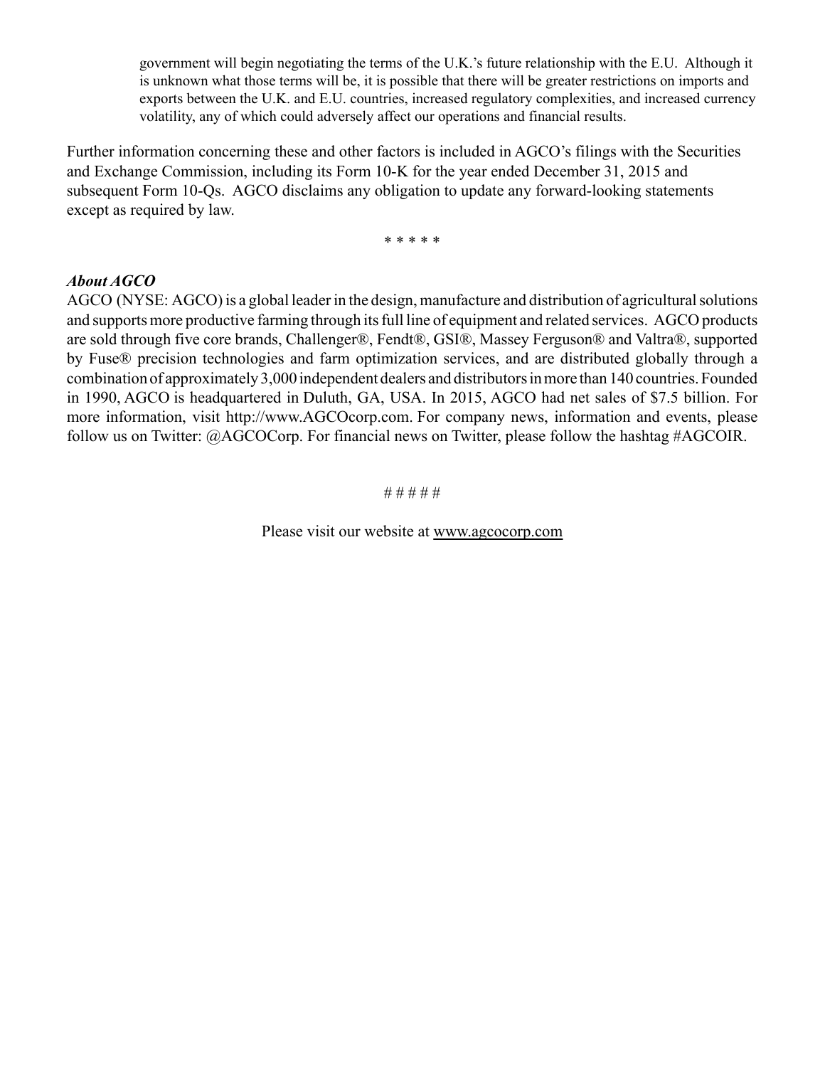government will begin negotiating the terms of the U.K.'s future relationship with the E.U. Although it is unknown what those terms will be, it is possible that there will be greater restrictions on imports and exports between the U.K. and E.U. countries, increased regulatory complexities, and increased currency volatility, any of which could adversely affect our operations and financial results.

Further information concerning these and other factors is included in AGCO's filings with the Securities and Exchange Commission, including its Form 10-K for the year ended December 31, 2015 and subsequent Form 10-Qs. AGCO disclaims any obligation to update any forward-looking statements except as required by law.

\* \* \* \* \*

***About AGCO***

AGCO (NYSE: AGCO) is a global leader in the design, manufacture and distribution of agricultural solutions and supports more productive farming through its full line of equipment and related services. AGCO products are sold through five core brands, Challenger®, Fendt®, GSI®, Massey Ferguson® and Valtra®, supported by Fuse® precision technologies and farm optimization services, and are distributed globally through a combination of approximately 3,000 independent dealers and distributors in more than 140 countries. Founded in 1990, AGCO is headquartered in Duluth, GA, USA. In 2015, AGCO had net sales of $7.5 billion. For more information, visit http://www.AGCOcorp.com. For company news, information and events, please follow us on Twitter: @AGCOCorp. For financial news on Twitter, please follow the hashtag #AGCOIR.

\# # # # #

Please visit our website at www.agcocorp.com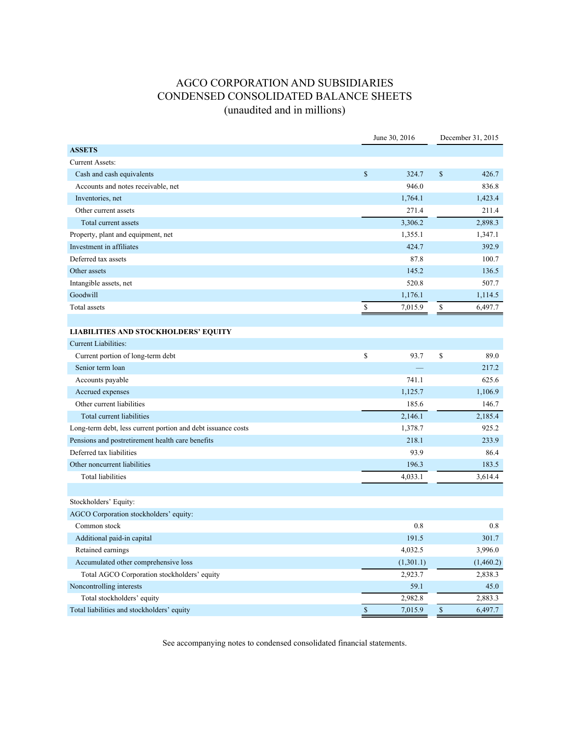# AGCO CORPORATION AND SUBSIDIARIES
# CONDENSED CONSOLIDATED BALANCE SHEETS
## (unaudited and in millions)

| | June 30, 2016 | December 31, 2015 |
|---|---|---|
| **ASSETS** | | |
| Current Assets: | | |
| Cash and cash equivalents | $ 324.7 | $ 426.7 |
| Accounts and notes receivable, net | 946.0 | 836.8 |
| Inventories, net | 1,764.1 | 1,423.4 |
| Other current assets | 271.4 | 211.4 |
| Total current assets | 3,306.2 | 2,898.3 |
| Property, plant and equipment, net | 1,355.1 | 1,347.1 |
| Investment in affiliates | 424.7 | 392.9 |
| Deferred tax assets | 87.8 | 100.7 |
| Other assets | 145.2 | 136.5 |
| Intangible assets, net | 520.8 | 507.7 |
| Goodwill | 1,176.1 | 1,114.5 |
| Total assets | $ 7,015.9 | $ 6,497.7 |
| | | |
| **LIABILITIES AND STOCKHOLDERS' EQUITY** | | |
| Current Liabilities: | | |
| Current portion of long-term debt | $ 93.7 | $ 89.0 |
| Senior term loan | — | 217.2 |
| Accounts payable | 741.1 | 625.6 |
| Accrued expenses | 1,125.7 | 1,106.9 |
| Other current liabilities | 185.6 | 146.7 |
| Total current liabilities | 2,146.1 | 2,185.4 |
| Long-term debt, less current portion and debt issuance costs | 1,378.7 | 925.2 |
| Pensions and postretirement health care benefits | 218.1 | 233.9 |
| Deferred tax liabilities | 93.9 | 86.4 |
| Other noncurrent liabilities | 196.3 | 183.5 |
| Total liabilities | 4,033.1 | 3,614.4 |
| | | |
| Stockholders' Equity: | | |
| AGCO Corporation stockholders' equity: | | |
| Common stock | 0.8 | 0.8 |
| Additional paid-in capital | 191.5 | 301.7 |
| Retained earnings | 4,032.5 | 3,996.0 |
| Accumulated other comprehensive loss | (1,301.1) | (1,460.2) |
| Total AGCO Corporation stockholders' equity | 2,923.7 | 2,838.3 |
| Noncontrolling interests | 59.1 | 45.0 |
| Total stockholders' equity | 2,982.8 | 2,883.3 |
| Total liabilities and stockholders' equity | $ 7,015.9 | $ 6,497.7 |

See accompanying notes to condensed consolidated financial statements.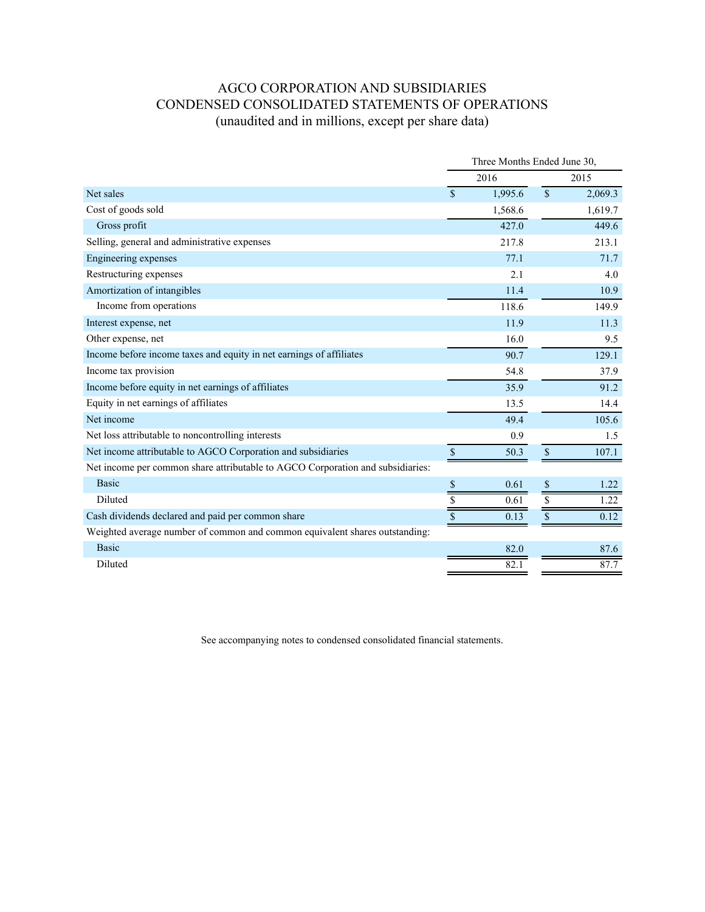# AGCO CORPORATION AND SUBSIDIARIES
## CONDENSED CONSOLIDATED STATEMENTS OF OPERATIONS
### (unaudited and in millions, except per share data)

| | Three Months Ended June 30, | |
|---|---|---|
| | 2016 | 2015 |
| Net sales | $ 1,995.6 | $ 2,069.3 |
| Cost of goods sold | 1,568.6 | 1,619.7 |
| Gross profit | 427.0 | 449.6 |
| Selling, general and administrative expenses | 217.8 | 213.1 |
| Engineering expenses | 77.1 | 71.7 |
| Restructuring expenses | 2.1 | 4.0 |
| Amortization of intangibles | 11.4 | 10.9 |
| Income from operations | 118.6 | 149.9 |
| Interest expense, net | 11.9 | 11.3 |
| Other expense, net | 16.0 | 9.5 |
| Income before income taxes and equity in net earnings of affiliates | 90.7 | 129.1 |
| Income tax provision | 54.8 | 37.9 |
| Income before equity in net earnings of affiliates | 35.9 | 91.2 |
| Equity in net earnings of affiliates | 13.5 | 14.4 |
| Net income | 49.4 | 105.6 |
| Net loss attributable to noncontrolling interests | 0.9 | 1.5 |
| Net income attributable to AGCO Corporation and subsidiaries | $ 50.3 | $ 107.1 |
| Net income per common share attributable to AGCO Corporation and subsidiaries: | | |
| Basic | $ 0.61 | $ 1.22 |
| Diluted | $ 0.61 | $ 1.22 |
| Cash dividends declared and paid per common share | $ 0.13 | $ 0.12 |
| Weighted average number of common and common equivalent shares outstanding: | | |
| Basic | 82.0 | 87.6 |
| Diluted | 82.1 | 87.7 |

See accompanying notes to condensed consolidated financial statements.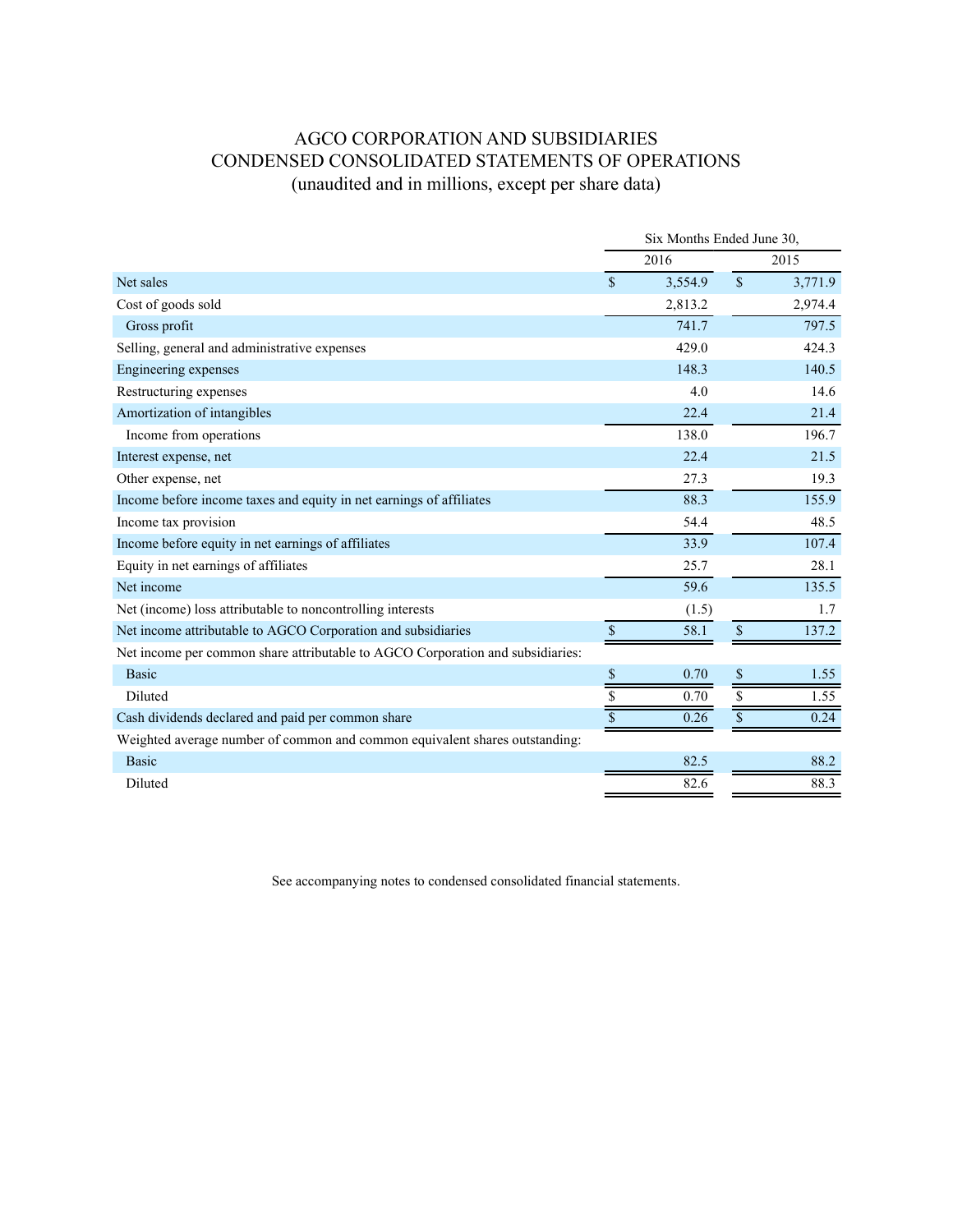# AGCO CORPORATION AND SUBSIDIARIES
## CONDENSED CONSOLIDATED STATEMENTS OF OPERATIONS
### (unaudited and in millions, except per share data)

| | Six Months Ended June 30, | |
|---|---|---|
| | 2016 | 2015 |
| Net sales | $ 3,554.9 | $ 3,771.9 |
| Cost of goods sold | 2,813.2 | 2,974.4 |
| Gross profit | 741.7 | 797.5 |
| Selling, general and administrative expenses | 429.0 | 424.3 |
| Engineering expenses | 148.3 | 140.5 |
| Restructuring expenses | 4.0 | 14.6 |
| Amortization of intangibles | 22.4 | 21.4 |
| Income from operations | 138.0 | 196.7 |
| Interest expense, net | 22.4 | 21.5 |
| Other expense, net | 27.3 | 19.3 |
| Income before income taxes and equity in net earnings of affiliates | 88.3 | 155.9 |
| Income tax provision | 54.4 | 48.5 |
| Income before equity in net earnings of affiliates | 33.9 | 107.4 |
| Equity in net earnings of affiliates | 25.7 | 28.1 |
| Net income | 59.6 | 135.5 |
| Net (income) loss attributable to noncontrolling interests | (1.5) | 1.7 |
| Net income attributable to AGCO Corporation and subsidiaries | $ 58.1 | $ 137.2 |
| Net income per common share attributable to AGCO Corporation and subsidiaries: | | |
| Basic | $ 0.70 | $ 1.55 |
| Diluted | $ 0.70 | $ 1.55 |
| Cash dividends declared and paid per common share | $ 0.26 | $ 0.24 |
| Weighted average number of common and common equivalent shares outstanding: | | |
| Basic | 82.5 | 88.2 |
| Diluted | 82.6 | 88.3 |

See accompanying notes to condensed consolidated financial statements.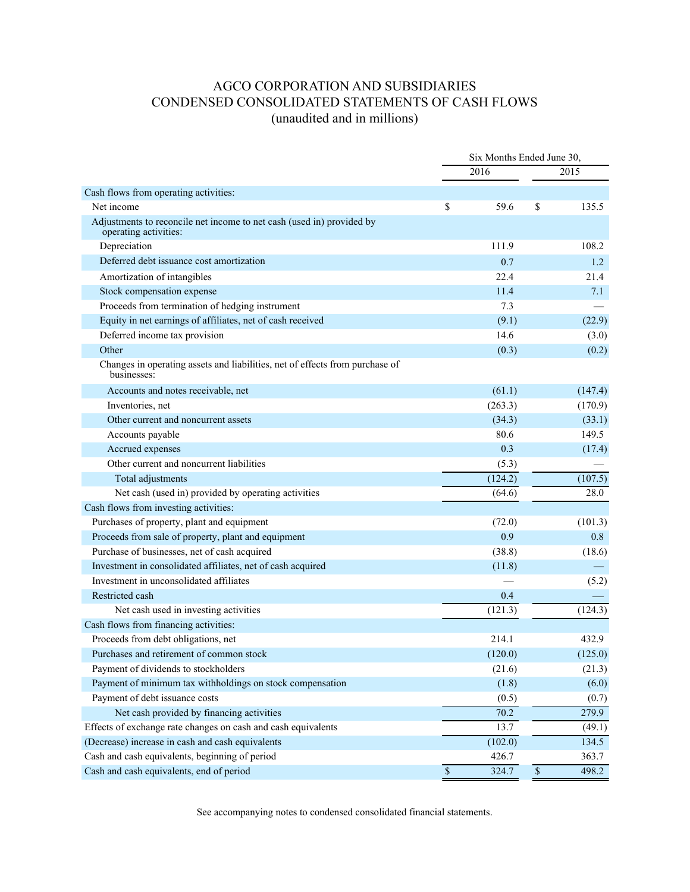# AGCO CORPORATION AND SUBSIDIARIES
## CONDENSED CONSOLIDATED STATEMENTS OF CASH FLOWS
### (unaudited and in millions)

| | Six Months Ended June 30, | |
|---|---|---|
| | 2016 | 2015 |
| Cash flows from operating activities: | | |
| Net income | $ 59.6 | $ 135.5 |
| Adjustments to reconcile net income to net cash (used in) provided by operating activities: | | |
| Depreciation | 111.9 | 108.2 |
| Deferred debt issuance cost amortization | 0.7 | 1.2 |
| Amortization of intangibles | 22.4 | 21.4 |
| Stock compensation expense | 11.4 | 7.1 |
| Proceeds from termination of hedging instrument | 7.3 | — |
| Equity in net earnings of affiliates, net of cash received | (9.1) | (22.9) |
| Deferred income tax provision | 14.6 | (3.0) |
| Other | (0.3) | (0.2) |
| Changes in operating assets and liabilities, net of effects from purchase of businesses: | | |
| Accounts and notes receivable, net | (61.1) | (147.4) |
| Inventories, net | (263.3) | (170.9) |
| Other current and noncurrent assets | (34.3) | (33.1) |
| Accounts payable | 80.6 | 149.5 |
| Accrued expenses | 0.3 | (17.4) |
| Other current and noncurrent liabilities | (5.3) | — |
| Total adjustments | (124.2) | (107.5) |
| Net cash (used in) provided by operating activities | (64.6) | 28.0 |
| Cash flows from investing activities: | | |
| Purchases of property, plant and equipment | (72.0) | (101.3) |
| Proceeds from sale of property, plant and equipment | 0.9 | 0.8 |
| Purchase of businesses, net of cash acquired | (38.8) | (18.6) |
| Investment in consolidated affiliates, net of cash acquired | (11.8) | — |
| Investment in unconsolidated affiliates | — | (5.2) |
| Restricted cash | 0.4 | — |
| Net cash used in investing activities | (121.3) | (124.3) |
| Cash flows from financing activities: | | |
| Proceeds from debt obligations, net | 214.1 | 432.9 |
| Purchases and retirement of common stock | (120.0) | (125.0) |
| Payment of dividends to stockholders | (21.6) | (21.3) |
| Payment of minimum tax withholdings on stock compensation | (1.8) | (6.0) |
| Payment of debt issuance costs | (0.5) | (0.7) |
| Net cash provided by financing activities | 70.2 | 279.9 |
| Effects of exchange rate changes on cash and cash equivalents | 13.7 | (49.1) |
| (Decrease) increase in cash and cash equivalents | (102.0) | 134.5 |
| Cash and cash equivalents, beginning of period | 426.7 | 363.7 |
| Cash and cash equivalents, end of period | $ 324.7 | $ 498.2 |

See accompanying notes to condensed consolidated financial statements.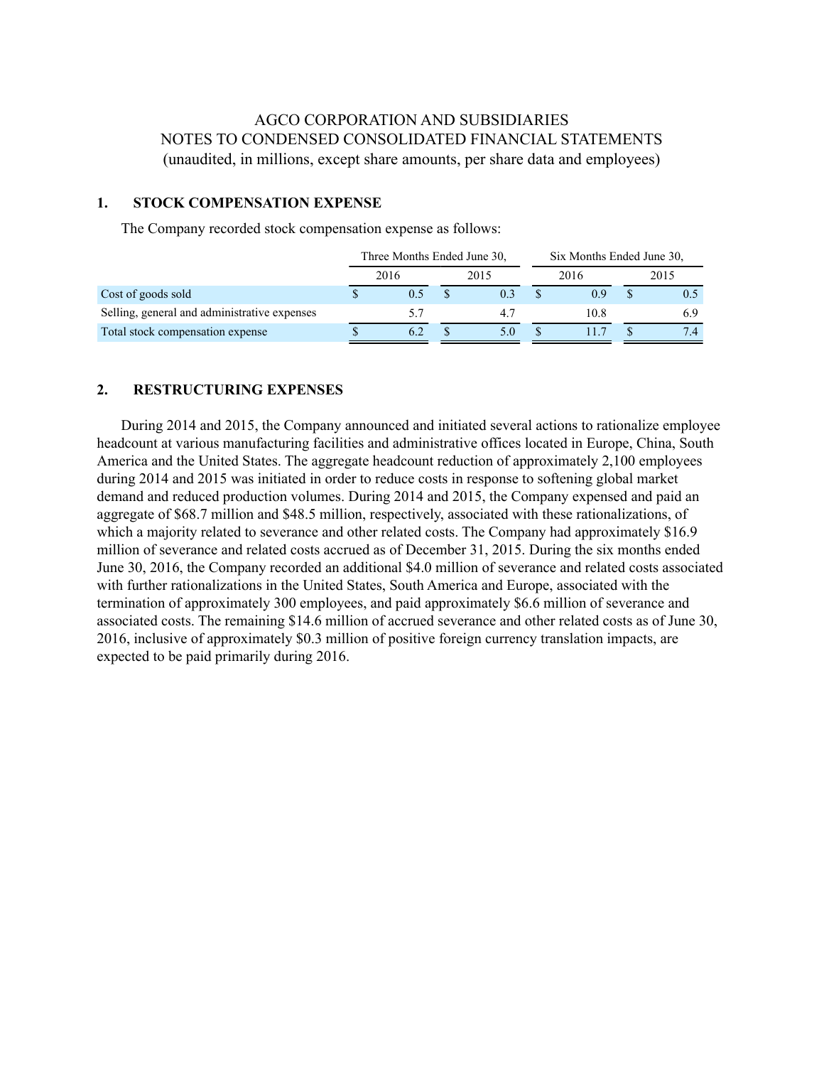# AGCO CORPORATION AND SUBSIDIARIES
## NOTES TO CONDENSED CONSOLIDATED FINANCIAL STATEMENTS
### (unaudited, in millions, except share amounts, per share data and employees)

## 1. STOCK COMPENSATION EXPENSE

The Company recorded stock compensation expense as follows:

| | Three Months Ended June 30, | | Six Months Ended June 30, | |
|---|---|---|---|---|
| | 2016 | 2015 | 2016 | 2015 |
| Cost of goods sold | $ 0.5 | $ 0.3 | $ 0.9 | $ 0.5 |
| Selling, general and administrative expenses | 5.7 | 4.7 | 10.8 | 6.9 |
| Total stock compensation expense | $ 6.2 | $ 5.0 | $ 11.7 | $ 7.4 |

## 2. RESTRUCTURING EXPENSES

During 2014 and 2015, the Company announced and initiated several actions to rationalize employee headcount at various manufacturing facilities and administrative offices located in Europe, China, South America and the United States. The aggregate headcount reduction of approximately 2,100 employees during 2014 and 2015 was initiated in order to reduce costs in response to softening global market demand and reduced production volumes. During 2014 and 2015, the Company expensed and paid an aggregate of $68.7 million and $48.5 million, respectively, associated with these rationalizations, of which a majority related to severance and other related costs. The Company had approximately $16.9 million of severance and related costs accrued as of December 31, 2015. During the six months ended June 30, 2016, the Company recorded an additional $4.0 million of severance and related costs associated with further rationalizations in the United States, South America and Europe, associated with the termination of approximately 300 employees, and paid approximately $6.6 million of severance and associated costs. The remaining $14.6 million of accrued severance and other related costs as of June 30, 2016, inclusive of approximately $0.3 million of positive foreign currency translation impacts, are expected to be paid primarily during 2016.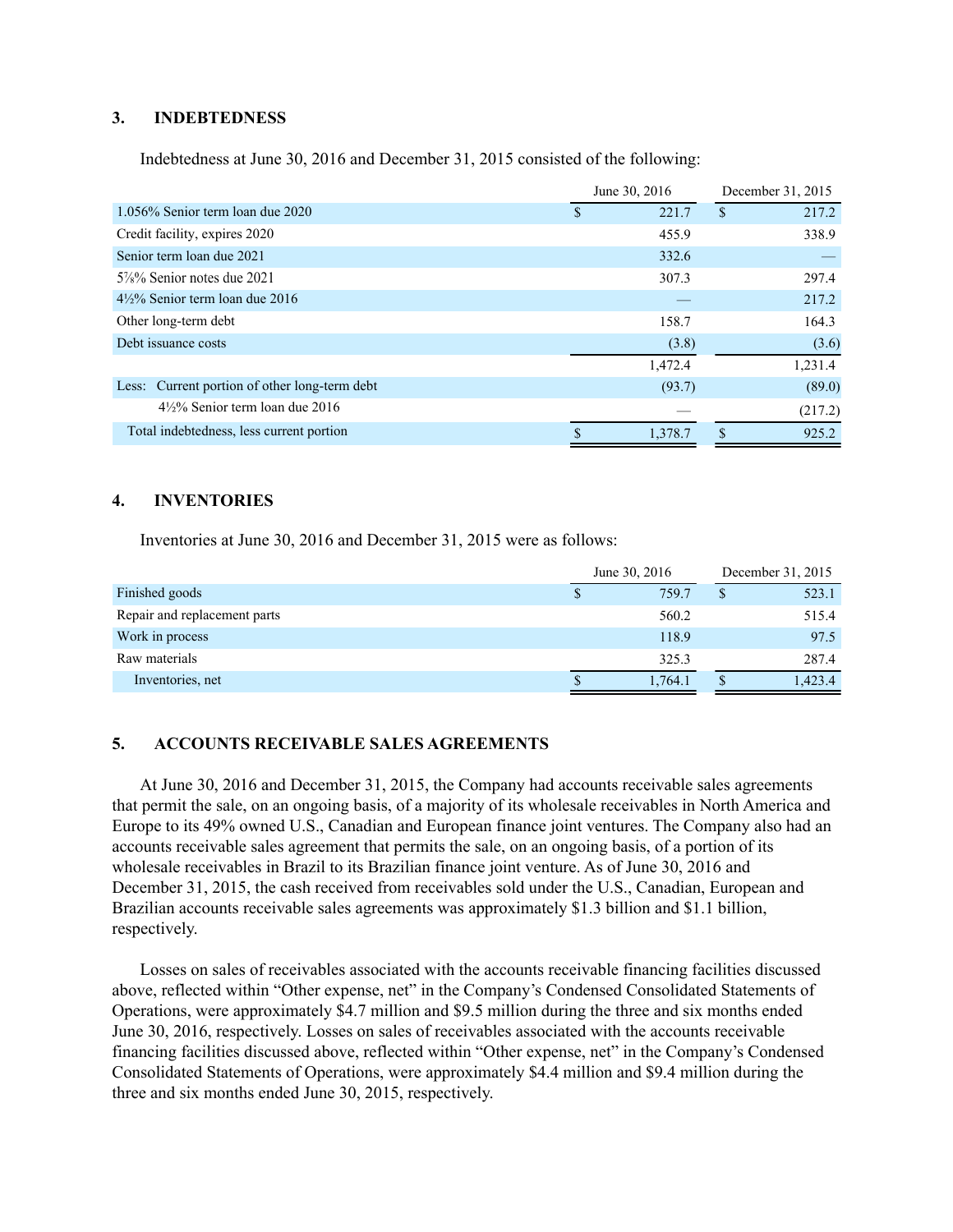## 3. INDEBTEDNESS

Indebtedness at June 30, 2016 and December 31, 2015 consisted of the following:

| | June 30, 2016 | December 31, 2015 |
|---|---|---|
| 1.056% Senior term loan due 2020 | $ 221.7 | $ 217.2 |
| Credit facility, expires 2020 | 455.9 | 338.9 |
| Senior term loan due 2021 | 332.6 | — |
| 5⅞% Senior notes due 2021 | 307.3 | 297.4 |
| 4½% Senior term loan due 2016 | — | 217.2 |
| Other long-term debt | 158.7 | 164.3 |
| Debt issuance costs | (3.8) | (3.6) |
| | 1,472.4 | 1,231.4 |
| Less: Current portion of other long-term debt | (93.7) | (89.0) |
| 4½% Senior term loan due 2016 | — | (217.2) |
| Total indebtedness, less current portion | $ 1,378.7 | $ 925.2 |

## 4. INVENTORIES

Inventories at June 30, 2016 and December 31, 2015 were as follows:

| | June 30, 2016 | December 31, 2015 |
|---|---|---|
| Finished goods | $ 759.7 | $ 523.1 |
| Repair and replacement parts | 560.2 | 515.4 |
| Work in process | 118.9 | 97.5 |
| Raw materials | 325.3 | 287.4 |
| Inventories, net | $ 1,764.1 | $ 1,423.4 |

## 5. ACCOUNTS RECEIVABLE SALES AGREEMENTS

At June 30, 2016 and December 31, 2015, the Company had accounts receivable sales agreements that permit the sale, on an ongoing basis, of a majority of its wholesale receivables in North America and Europe to its 49% owned U.S., Canadian and European finance joint ventures. The Company also had an accounts receivable sales agreement that permits the sale, on an ongoing basis, of a portion of its wholesale receivables in Brazil to its Brazilian finance joint venture. As of June 30, 2016 and December 31, 2015, the cash received from receivables sold under the U.S., Canadian, European and Brazilian accounts receivable sales agreements was approximately $1.3 billion and $1.1 billion, respectively.

Losses on sales of receivables associated with the accounts receivable financing facilities discussed above, reflected within "Other expense, net" in the Company's Condensed Consolidated Statements of Operations, were approximately $4.7 million and $9.5 million during the three and six months ended June 30, 2016, respectively. Losses on sales of receivables associated with the accounts receivable financing facilities discussed above, reflected within "Other expense, net" in the Company's Condensed Consolidated Statements of Operations, were approximately $4.4 million and $9.4 million during the three and six months ended June 30, 2015, respectively.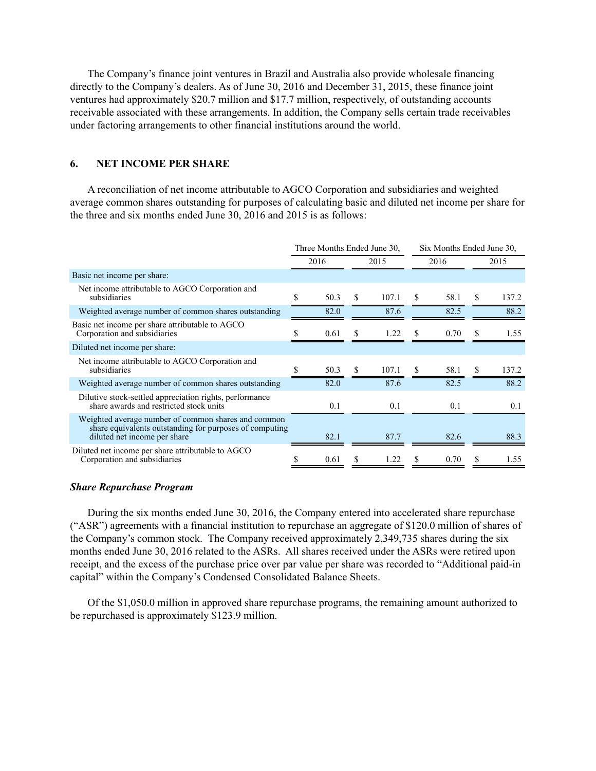The Company's finance joint ventures in Brazil and Australia also provide wholesale financing directly to the Company's dealers. As of June 30, 2016 and December 31, 2015, these finance joint ventures had approximately $20.7 million and $17.7 million, respectively, of outstanding accounts receivable associated with these arrangements. In addition, the Company sells certain trade receivables under factoring arrangements to other financial institutions around the world.

## 6. NET INCOME PER SHARE

A reconciliation of net income attributable to AGCO Corporation and subsidiaries and weighted average common shares outstanding for purposes of calculating basic and diluted net income per share for the three and six months ended June 30, 2016 and 2015 is as follows:

| | Three Months Ended June 30, | | Six Months Ended June 30, | |
|---|---|---|---|---|
| | 2016 | 2015 | 2016 | 2015 |
| Basic net income per share: | | | | |
| Net income attributable to AGCO Corporation and subsidiaries | $ 50.3 | $ 107.1 | $ 58.1 | $ 137.2 |
| Weighted average number of common shares outstanding | 82.0 | 87.6 | 82.5 | 88.2 |
| Basic net income per share attributable to AGCO Corporation and subsidiaries | $ 0.61 | $ 1.22 | $ 0.70 | $ 1.55 |
| Diluted net income per share: | | | | |
| Net income attributable to AGCO Corporation and subsidiaries | $ 50.3 | $ 107.1 | $ 58.1 | $ 137.2 |
| Weighted average number of common shares outstanding | 82.0 | 87.6 | 82.5 | 88.2 |
| Dilutive stock-settled appreciation rights, performance share awards and restricted stock units | 0.1 | 0.1 | 0.1 | 0.1 |
| Weighted average number of common shares and common share equivalents outstanding for purposes of computing diluted net income per share | 82.1 | 87.7 | 82.6 | 88.3 |
| Diluted net income per share attributable to AGCO Corporation and subsidiaries | $ 0.61 | $ 1.22 | $ 0.70 | $ 1.55 |

### *Share Repurchase Program*

During the six months ended June 30, 2016, the Company entered into accelerated share repurchase ("ASR") agreements with a financial institution to repurchase an aggregate of $120.0 million of shares of the Company's common stock. The Company received approximately 2,349,735 shares during the six months ended June 30, 2016 related to the ASRs. All shares received under the ASRs were retired upon receipt, and the excess of the purchase price over par value per share was recorded to "Additional paid-in capital" within the Company's Condensed Consolidated Balance Sheets.

Of the $1,050.0 million in approved share repurchase programs, the remaining amount authorized to be repurchased is approximately $123.9 million.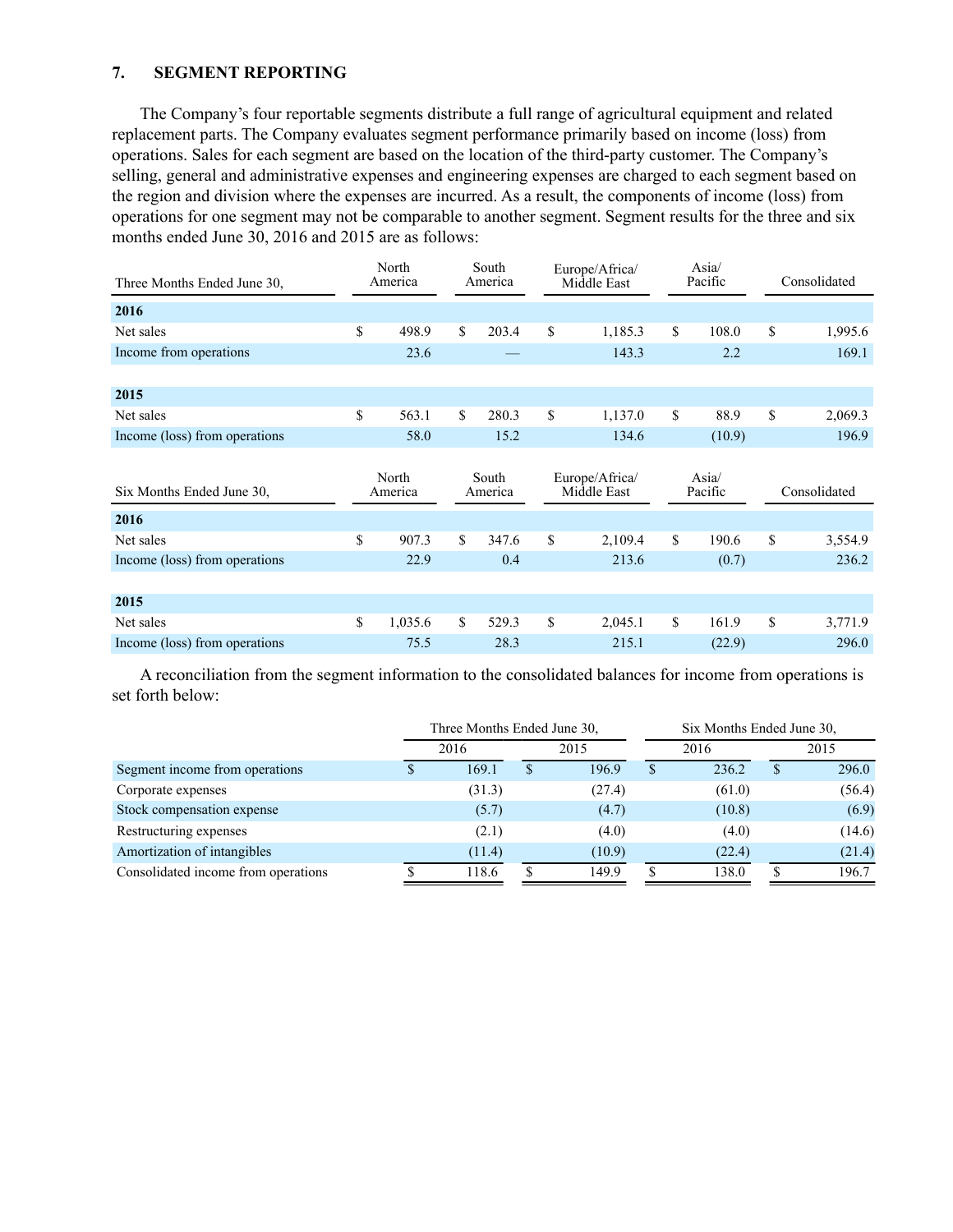## 7. SEGMENT REPORTING

The Company's four reportable segments distribute a full range of agricultural equipment and related replacement parts. The Company evaluates segment performance primarily based on income (loss) from operations. Sales for each segment are based on the location of the third-party customer. The Company's selling, general and administrative expenses and engineering expenses are charged to each segment based on the region and division where the expenses are incurred. As a result, the components of income (loss) from operations for one segment may not be comparable to another segment. Segment results for the three and six months ended June 30, 2016 and 2015 are as follows:

| Three Months Ended June 30, | North America | South America | Europe/Africa/ Middle East | Asia/ Pacific | Consolidated |
|---|---|---|---|---|---|
| **2016** | | | | | |
| Net sales | $ 498.9 | $ 203.4 | $ 1,185.3 | $ 108.0 | $ 1,995.6 |
| Income from operations | 23.6 | — | 143.3 | 2.2 | 169.1 |
| **2015** | | | | | |
| Net sales | $ 563.1 | $ 280.3 | $ 1,137.0 | $ 88.9 | $ 2,069.3 |
| Income (loss) from operations | 58.0 | 15.2 | 134.6 | (10.9) | 196.9 |

| Six Months Ended June 30, | North America | South America | Europe/Africa/ Middle East | Asia/ Pacific | Consolidated |
|---|---|---|---|---|---|
| **2016** | | | | | |
| Net sales | $ 907.3 | $ 347.6 | $ 2,109.4 | $ 190.6 | $ 3,554.9 |
| Income (loss) from operations | 22.9 | 0.4 | 213.6 | (0.7) | 236.2 |
| **2015** | | | | | |
| Net sales | $ 1,035.6 | $ 529.3 | $ 2,045.1 | $ 161.9 | $ 3,771.9 |
| Income (loss) from operations | 75.5 | 28.3 | 215.1 | (22.9) | 296.0 |

A reconciliation from the segment information to the consolidated balances for income from operations is set forth below:

| | Three Months Ended June 30, | | Six Months Ended June 30, | |
|---|---|---|---|---|
| | 2016 | 2015 | 2016 | 2015 |
| Segment income from operations | $ 169.1 | $ 196.9 | $ 236.2 | $ 296.0 |
| Corporate expenses | (31.3) | (27.4) | (61.0) | (56.4) |
| Stock compensation expense | (5.7) | (4.7) | (10.8) | (6.9) |
| Restructuring expenses | (2.1) | (4.0) | (4.0) | (14.6) |
| Amortization of intangibles | (11.4) | (10.9) | (22.4) | (21.4) |
| Consolidated income from operations | $ 118.6 | $ 149.9 | $ 138.0 | $ 196.7 |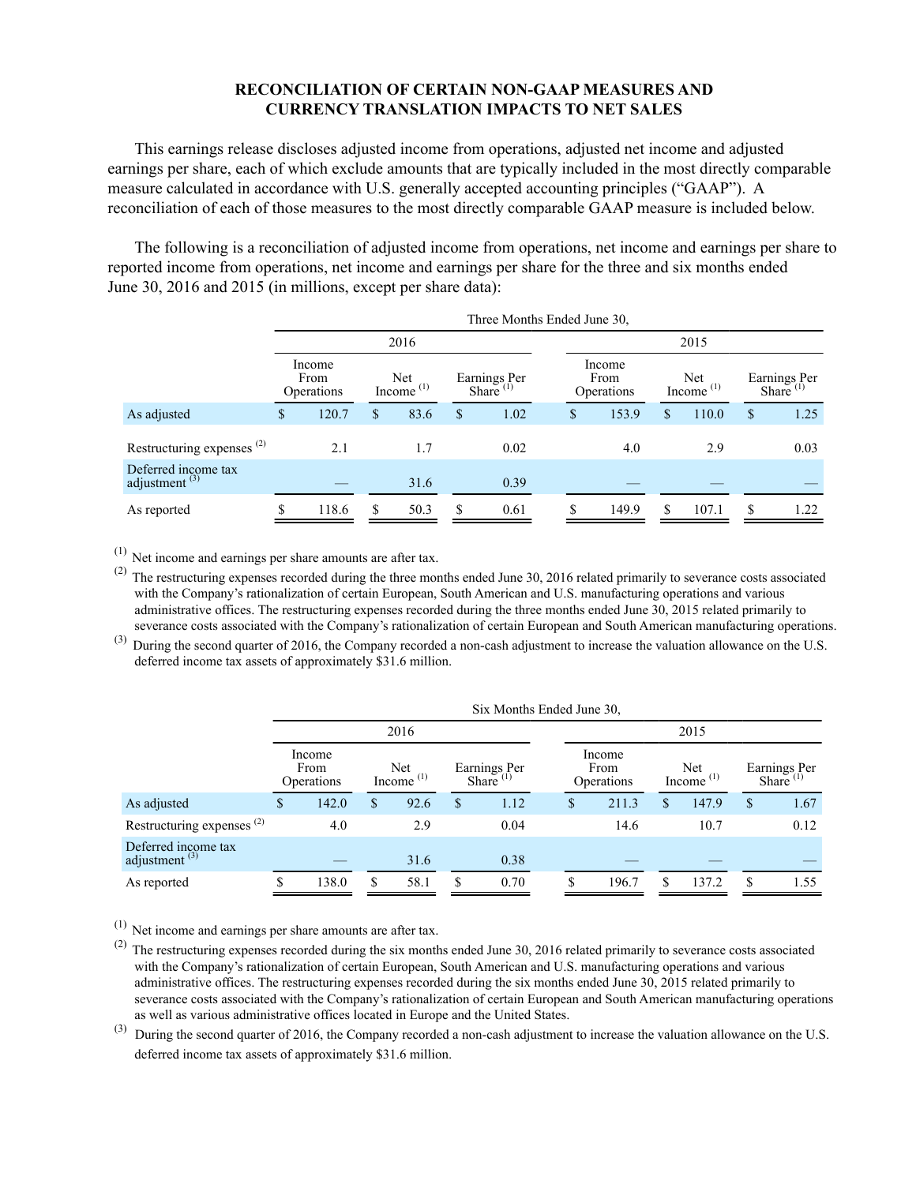## RECONCILIATION OF CERTAIN NON-GAAP MEASURES AND CURRENCY TRANSLATION IMPACTS TO NET SALES

This earnings release discloses adjusted income from operations, adjusted net income and adjusted earnings per share, each of which exclude amounts that are typically included in the most directly comparable measure calculated in accordance with U.S. generally accepted accounting principles ("GAAP"). A reconciliation of each of those measures to the most directly comparable GAAP measure is included below.

The following is a reconciliation of adjusted income from operations, net income and earnings per share to reported income from operations, net income and earnings per share for the three and six months ended June 30, 2016 and 2015 (in millions, except per share data):

| | Three Months Ended June 30, | | | | | |
|---|---|---|---|---|---|---|
| | 2016 | | | 2015 | | |
| | Income From Operations | Net Income [1] | Earnings Per Share [1] | Income From Operations | Net Income [1] | Earnings Per Share [1] |
| As adjusted | $ 120.7 | $ 83.6 | $ 1.02 | $ 153.9 | $ 110.0 | $ 1.25 |
| Restructuring expenses [2] | 2.1 | 1.7 | 0.02 | 4.0 | 2.9 | 0.03 |
| Deferred income tax adjustment [3] | — | 31.6 | 0.39 | — | — | — |
| As reported | $ 118.6 | $ 50.3 | $ 0.61 | $ 149.9 | $ 107.1 | $ 1.22 |

[1] Net income and earnings per share amounts are after tax.

[2] The restructuring expenses recorded during the three months ended June 30, 2016 related primarily to severance costs associated with the Company's rationalization of certain European, South American and U.S. manufacturing operations and various administrative offices. The restructuring expenses recorded during the three months ended June 30, 2015 related primarily to severance costs associated with the Company's rationalization of certain European and South American manufacturing operations.

[3] During the second quarter of 2016, the Company recorded a non-cash adjustment to increase the valuation allowance on the U.S. deferred income tax assets of approximately $31.6 million.

| | Six Months Ended June 30, | | | | | |
|---|---|---|---|---|---|---|
| | 2016 | | | 2015 | | |
| | Income From Operations | Net Income [1] | Earnings Per Share [1] | Income From Operations | Net Income [1] | Earnings Per Share [1] |
| As adjusted | $ 142.0 | $ 92.6 | $ 1.12 | $ 211.3 | $ 147.9 | $ 1.67 |
| Restructuring expenses [2] | 4.0 | 2.9 | 0.04 | 14.6 | 10.7 | 0.12 |
| Deferred income tax adjustment [3] | — | 31.6 | 0.38 | — | — | — |
| As reported | $ 138.0 | $ 58.1 | $ 0.70 | $ 196.7 | $ 137.2 | $ 1.55 |

[1] Net income and earnings per share amounts are after tax.

[2] The restructuring expenses recorded during the six months ended June 30, 2016 related primarily to severance costs associated with the Company's rationalization of certain European, South American and U.S. manufacturing operations and various administrative offices. The restructuring expenses recorded during the six months ended June 30, 2015 related primarily to severance costs associated with the Company's rationalization of certain European and South American manufacturing operations as well as various administrative offices located in Europe and the United States.

[3] During the second quarter of 2016, the Company recorded a non-cash adjustment to increase the valuation allowance on the U.S. deferred income tax assets of approximately $31.6 million.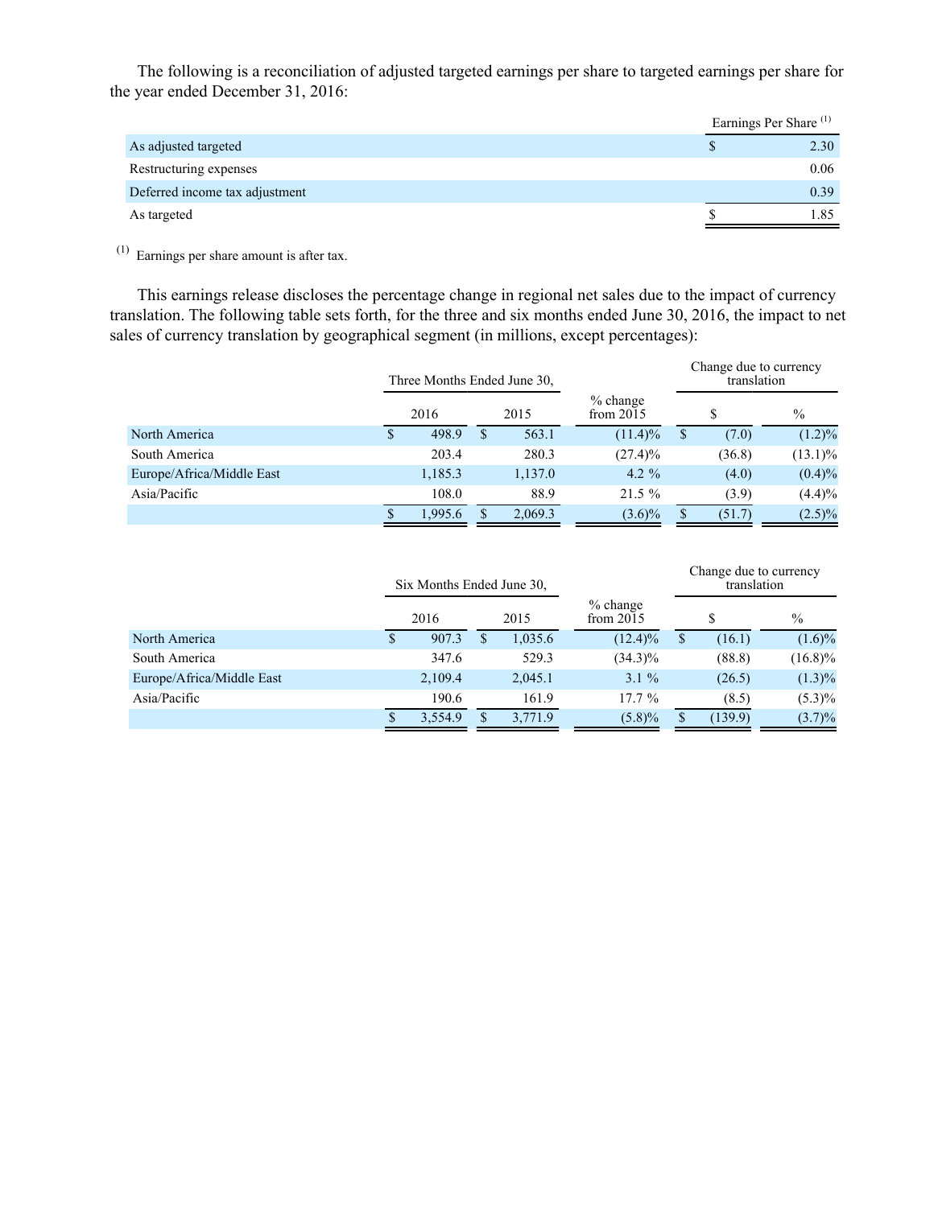The following is a reconciliation of adjusted targeted earnings per share to targeted earnings per share for the year ended December 31, 2016:

| | Earnings Per Share [(1)] |
|---|---|
| As adjusted targeted | $ 2.30 |
| Restructuring expenses | 0.06 |
| Deferred income tax adjustment | 0.39 |
| As targeted | $ 1.85 |

[(1)] Earnings per share amount is after tax.

This earnings release discloses the percentage change in regional net sales due to the impact of currency translation. The following table sets forth, for the three and six months ended June 30, 2016, the impact to net sales of currency translation by geographical segment (in millions, except percentages):

| | Three Months Ended June 30, | | | Change due to currency translation | |
|---|---|---|---|---|---|
| | 2016 | 2015 | % change from 2015 | $ | % |
| North America | $ 498.9 | $ 563.1 | (11.4)% | $ (7.0) | (1.2)% |
| South America | 203.4 | 280.3 | (27.4)% | (36.8) | (13.1)% |
| Europe/Africa/Middle East | 1,185.3 | 1,137.0 | 4.2 % | (4.0) | (0.4)% |
| Asia/Pacific | 108.0 | 88.9 | 21.5 % | (3.9) | (4.4)% |
| | $ 1,995.6 | $ 2,069.3 | (3.6)% | $ (51.7) | (2.5)% |

| | Six Months Ended June 30, | | | Change due to currency translation | |
|---|---|---|---|---|---|
| | 2016 | 2015 | % change from 2015 | $ | % |
| North America | $ 907.3 | $ 1,035.6 | (12.4)% | $ (16.1) | (1.6)% |
| South America | 347.6 | 529.3 | (34.3)% | (88.8) | (16.8)% |
| Europe/Africa/Middle East | 2,109.4 | 2,045.1 | 3.1 % | (26.5) | (1.3)% |
| Asia/Pacific | 190.6 | 161.9 | 17.7 % | (8.5) | (5.3)% |
| | $ 3,554.9 | $ 3,771.9 | (5.8)% | $ (139.9) | (3.7)% |